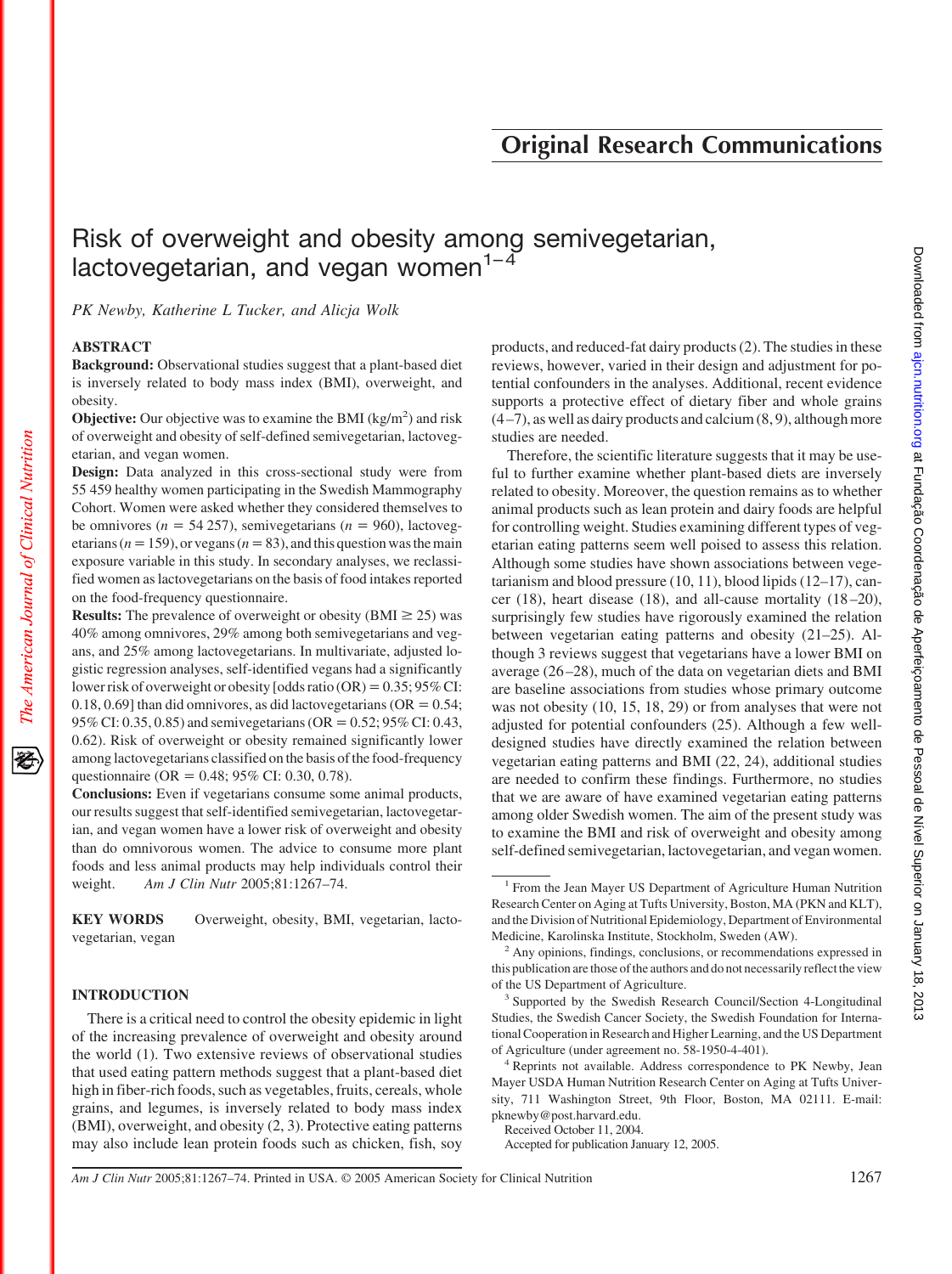## Original Research Communications

# Risk of overweight and obesity among semivegetarian, lactovegetarian, and vegan women[1–4]

*PK Newby, Katherine L Tucker, and Alicja Wolk*

## ABSTRACT

**Background:** Observational studies suggest that a plant-based diet is inversely related to body mass index (BMI), overweight, and obesity.

**Objective:** Our objective was to examine the BMI ($kg/m^2$) and risk of overweight and obesity of self-defined semivegetarian, lactovegetarian, and vegan women.

**Design:** Data analyzed in this cross-sectional study were from 55 459 healthy women participating in the Swedish Mammography Cohort. Women were asked whether they considered themselves to be omnivores ($n = 54\,257$), semivegetarians ($n = 960$), lactovegetarians ($n = 159$), or vegans ($n = 83$), and this question was the main exposure variable in this study. In secondary analyses, we reclassified women as lactovegetarians on the basis of food intakes reported on the food-frequency questionnaire.

**Results:** The prevalence of overweight or obesity (BMI ≥ 25) was 40% among omnivores, 29% among both semivegetarians and vegans, and 25% among lactovegetarians. In multivariate, adjusted logistic regression analyses, self-identified vegans had a significantly lower risk of overweight or obesity [odds ratio (OR) = 0.35; 95% CI: 0.18, 0.69] than did omnivores, as did lactovegetarians (OR = 0.54; 95% CI: 0.35, 0.85) and semivegetarians (OR = 0.52; 95% CI: 0.43, 0.62). Risk of overweight or obesity remained significantly lower among lactovegetarians classified on the basis of the food-frequency questionnaire (OR = 0.48; 95% CI: 0.30, 0.78).

**Conclusions:** Even if vegetarians consume some animal products, our results suggest that self-identified semivegetarian, lactovegetarian, and vegan women have a lower risk of overweight and obesity than do omnivorous women. The advice to consume more plant foods and less animal products may help individuals control their weight. *Am J Clin Nutr* 2005;81:1267–74.

**KEY WORDS** Overweight, obesity, BMI, vegetarian, lactovegetarian, vegan

## INTRODUCTION

There is a critical need to control the obesity epidemic in light of the increasing prevalence of overweight and obesity around the world (1). Two extensive reviews of observational studies that used eating pattern methods suggest that a plant-based diet high in fiber-rich foods, such as vegetables, fruits, cereals, whole grains, and legumes, is inversely related to body mass index (BMI), overweight, and obesity (2, 3). Protective eating patterns may also include lean protein foods such as chicken, fish, soy products, and reduced-fat dairy products (2). The studies in these reviews, however, varied in their design and adjustment for potential confounders in the analyses. Additional, recent evidence supports a protective effect of dietary fiber and whole grains (4–7), as well as dairy products and calcium (8, 9), although more studies are needed.

Therefore, the scientific literature suggests that it may be useful to further examine whether plant-based diets are inversely related to obesity. Moreover, the question remains as to whether animal products such as lean protein and dairy foods are helpful for controlling weight. Studies examining different types of vegetarian eating patterns seem well poised to assess this relation. Although some studies have shown associations between vegetarianism and blood pressure (10, 11), blood lipids (12–17), cancer (18), heart disease (18), and all-cause mortality (18–20), surprisingly few studies have rigorously examined the relation between vegetarian eating patterns and obesity (21–25). Although 3 reviews suggest that vegetarians have a lower BMI on average (26–28), much of the data on vegetarian diets and BMI are baseline associations from studies whose primary outcome was not obesity (10, 15, 18, 29) or from analyses that were not adjusted for potential confounders (25). Although a few well-designed studies have directly examined the relation between vegetarian eating patterns and BMI (22, 24), additional studies are needed to confirm these findings. Furthermore, no studies that we are aware of have examined vegetarian eating patterns among older Swedish women. The aim of the present study was to examine the BMI and risk of overweight and obesity among self-defined semivegetarian, lactovegetarian, and vegan women.

---

[1] From the Jean Mayer US Department of Agriculture Human Nutrition Research Center on Aging at Tufts University, Boston, MA (PKN and KLT), and the Division of Nutritional Epidemiology, Department of Environmental Medicine, Karolinska Institute, Stockholm, Sweden (AW).

[2] Any opinions, findings, conclusions, or recommendations expressed in this publication are those of the authors and do not necessarily reflect the view of the US Department of Agriculture.

[3] Supported by the Swedish Research Council/Section 4-Longitudinal Studies, the Swedish Cancer Society, the Swedish Foundation for International Cooperation in Research and Higher Learning, and the US Department of Agriculture (under agreement no. 58-1950-4-401).

[4] Reprints not available. Address correspondence to PK Newby, Jean Mayer USDA Human Nutrition Research Center on Aging at Tufts University, 711 Washington Street, 9th Floor, Boston, MA 02111. E-mail: pknewby@post.harvard.edu.

Received October 11, 2004.

Accepted for publication January 12, 2005.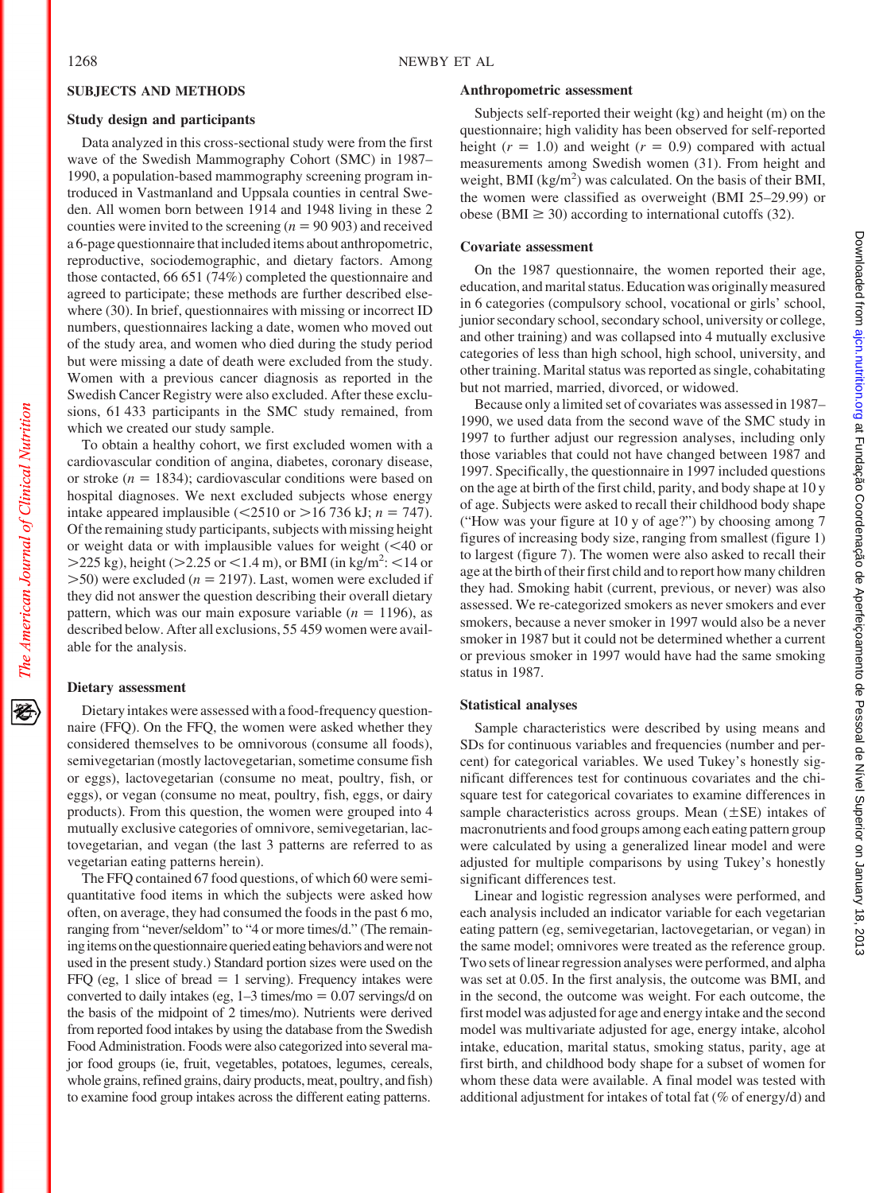## SUBJECTS AND METHODS

### Study design and participants

Data analyzed in this cross-sectional study were from the first wave of the Swedish Mammography Cohort (SMC) in 1987–1990, a population-based mammography screening program introduced in Vastmanland and Uppsala counties in central Sweden. All women born between 1914 and 1948 living in these 2 counties were invited to the screening ($n$ = 90 903) and received a 6-page questionnaire that included items about anthropometric, reproductive, sociodemographic, and dietary factors. Among those contacted, 66 651 (74%) completed the questionnaire and agreed to participate; these methods are further described elsewhere (30). In brief, questionnaires with missing or incorrect ID numbers, questionnaires lacking a date, women who moved out of the study area, and women who died during the study period but were missing a date of death were excluded from the study. Women with a previous cancer diagnosis as reported in the Swedish Cancer Registry were also excluded. After these exclusions, 61 433 participants in the SMC study remained, from which we created our study sample.

To obtain a healthy cohort, we first excluded women with a cardiovascular condition of angina, diabetes, coronary disease, or stroke ($n$ = 1834); cardiovascular conditions were based on hospital diagnoses. We next excluded subjects whose energy intake appeared implausible (<2510 or >16 736 kJ; $n$ = 747). Of the remaining study participants, subjects with missing height or weight data or with implausible values for weight (<40 or >225 kg), height (>2.25 or <1.4 m), or BMI (in kg/m$^2$: <14 or >50) were excluded ($n$ = 2197). Last, women were excluded if they did not answer the question describing their overall dietary pattern, which was our main exposure variable ($n$ = 1196), as described below. After all exclusions, 55 459 women were available for the analysis.

### Dietary assessment

Dietary intakes were assessed with a food-frequency questionnaire (FFQ). On the FFQ, the women were asked whether they considered themselves to be omnivorous (consume all foods), semivegetarian (mostly lactovegetarian, sometime consume fish or eggs), lactovegetarian (consume no meat, poultry, fish, or eggs), or vegan (consume no meat, poultry, fish, eggs, or dairy products). From this question, the women were grouped into 4 mutually exclusive categories of omnivore, semivegetarian, lactovegetarian, and vegan (the last 3 patterns are referred to as vegetarian eating patterns herein).

The FFQ contained 67 food questions, of which 60 were semi-quantitative food items in which the subjects were asked how often, on average, they had consumed the foods in the past 6 mo, ranging from "never/seldom" to "4 or more times/d." (The remaining items on the questionnaire queried eating behaviors and were not used in the present study.) Standard portion sizes were used on the FFQ (eg, 1 slice of bread = 1 serving). Frequency intakes were converted to daily intakes (eg, 1–3 times/mo = 0.07 servings/d on the basis of the midpoint of 2 times/mo). Nutrients were derived from reported food intakes by using the database from the Swedish Food Administration. Foods were also categorized into several major food groups (ie, fruit, vegetables, potatoes, legumes, cereals, whole grains, refined grains, dairy products, meat, poultry, and fish) to examine food group intakes across the different eating patterns.

### Anthropometric assessment

Subjects self-reported their weight (kg) and height (m) on the questionnaire; high validity has been observed for self-reported height ($r$ = 1.0) and weight ($r$ = 0.9) compared with actual measurements among Swedish women (31). From height and weight, BMI (kg/m$^2$) was calculated. On the basis of their BMI, the women were classified as overweight (BMI 25–29.99) or obese (BMI ≥ 30) according to international cutoffs (32).

### Covariate assessment

On the 1987 questionnaire, the women reported their age, education, and marital status. Education was originally measured in 6 categories (compulsory school, vocational or girls' school, junior secondary school, secondary school, university or college, and other training) and was collapsed into 4 mutually exclusive categories of less than high school, high school, university, and other training. Marital status was reported as single, cohabitating but not married, married, divorced, or widowed.

Because only a limited set of covariates was assessed in 1987–1990, we used data from the second wave of the SMC study in 1997 to further adjust our regression analyses, including only those variables that could not have changed between 1987 and 1997. Specifically, the questionnaire in 1997 included questions on the age at birth of the first child, parity, and body shape at 10 y of age. Subjects were asked to recall their childhood body shape ("How was your figure at 10 y of age?") by choosing among 7 figures of increasing body size, ranging from smallest (figure 1) to largest (figure 7). The women were also asked to recall their age at the birth of their first child and to report how many children they had. Smoking habit (current, previous, or never) was also assessed. We re-categorized smokers as never smokers and ever smokers, because a never smoker in 1997 would also be a never smoker in 1987 but it could not be determined whether a current or previous smoker in 1997 would have had the same smoking status in 1987.

### Statistical analyses

Sample characteristics were described by using means and SDs for continuous variables and frequencies (number and percent) for categorical variables. We used Tukey's honestly significant differences test for continuous covariates and the chi-square test for categorical covariates to examine differences in sample characteristics across groups. Mean (±SE) intakes of macronutrients and food groups among each eating pattern group were calculated by using a generalized linear model and were adjusted for multiple comparisons by using Tukey's honestly significant differences test.

Linear and logistic regression analyses were performed, and each analysis included an indicator variable for each vegetarian eating pattern (eg, semivegetarian, lactovegetarian, or vegan) in the same model; omnivores were treated as the reference group. Two sets of linear regression analyses were performed, and alpha was set at 0.05. In the first analysis, the outcome was BMI, and in the second, the outcome was weight. For each outcome, the first model was adjusted for age and energy intake and the second model was multivariate adjusted for age, energy intake, alcohol intake, education, marital status, smoking status, parity, age at first birth, and childhood body shape for a subset of women for whom these data were available. A final model was tested with additional adjustment for intakes of total fat (% of energy/d) and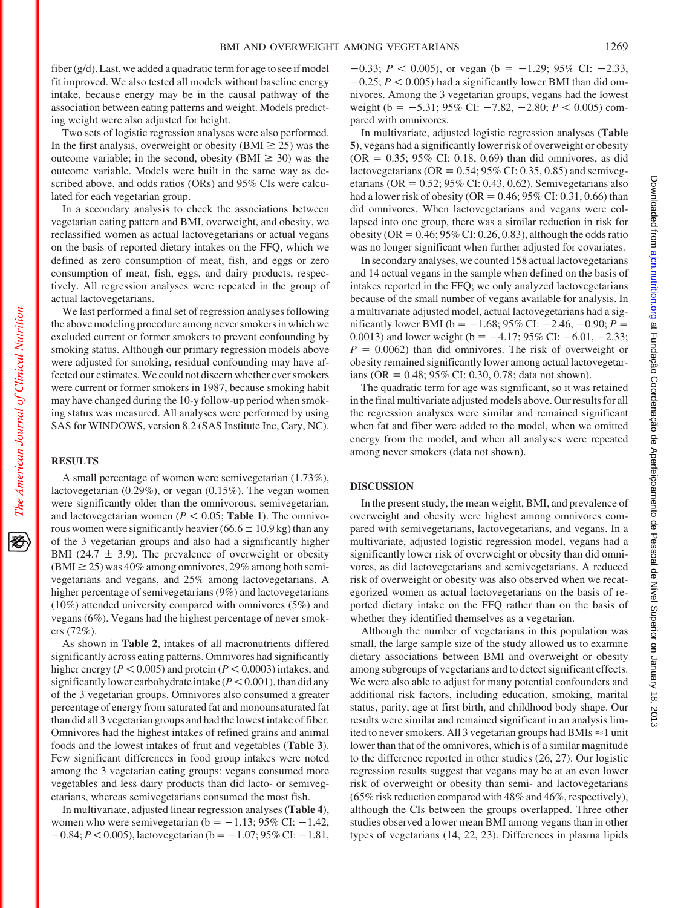fiber (g/d). Last, we added a quadratic term for age to see if model fit improved. We also tested all models without baseline energy intake, because energy may be in the causal pathway of the association between eating patterns and weight. Models predicting weight were also adjusted for height.

Two sets of logistic regression analyses were also performed. In the first analysis, overweight or obesity (BMI $\geq$ 25) was the outcome variable; in the second, obesity (BMI $\geq$ 30) was the outcome variable. Models were built in the same way as described above, and odds ratios (ORs) and 95% CIs were calculated for each vegetarian group.

In a secondary analysis to check the associations between vegetarian eating pattern and BMI, overweight, and obesity, we reclassified women as actual lactovegetarians or actual vegans on the basis of reported dietary intakes on the FFQ, which we defined as zero consumption of meat, fish, and eggs or zero consumption of meat, fish, eggs, and dairy products, respectively. All regression analyses were repeated in the group of actual lactovegetarians.

We last performed a final set of regression analyses following the above modeling procedure among never smokers in which we excluded current or former smokers to prevent confounding by smoking status. Although our primary regression models above were adjusted for smoking, residual confounding may have affected our estimates. We could not discern whether ever smokers were current or former smokers in 1987, because smoking habit may have changed during the 10-y follow-up period when smoking status was measured. All analyses were performed by using SAS for WINDOWS, version 8.2 (SAS Institute Inc, Cary, NC).

## RESULTS

A small percentage of women were semivegetarian (1.73%), lactovegetarian (0.29%), or vegan (0.15%). The vegan women were significantly older than the omnivorous, semivegetarian, and lactovegetarian women ($P < 0.05$; **Table 1**). The omnivorous women were significantly heavier (66.6 $\pm$ 10.9 kg) than any of the 3 vegetarian groups and also had a significantly higher BMI (24.7 $\pm$ 3.9). The prevalence of overweight or obesity (BMI $\geq$ 25) was 40% among omnivores, 29% among both semivegetarians and vegans, and 25% among lactovegetarians. A higher percentage of semivegetarians (9%) and lactovegetarians (10%) attended university compared with omnivores (5%) and vegans (6%). Vegans had the highest percentage of never smokers (72%).

As shown in **Table 2**, intakes of all macronutrients differed significantly across eating patterns. Omnivores had significantly higher energy ($P < 0.005$) and protein ($P < 0.0003$) intakes, and significantly lower carbohydrate intake ($P < 0.001$), than did any of the 3 vegetarian groups. Omnivores also consumed a greater percentage of energy from saturated fat and monounsaturated fat than did all 3 vegetarian groups and had the lowest intake of fiber. Omnivores had the highest intakes of refined grains and animal foods and the lowest intakes of fruit and vegetables (**Table 3**). Few significant differences in food group intakes were noted among the 3 vegetarian eating groups: vegans consumed more vegetables and less dairy products than did lacto- or semivegetarians, whereas semivegetarians consumed the most fish.

In multivariate, adjusted linear regression analyses (**Table 4**), women who were semivegetarian (b = −1.13; 95% CI: −1.42, −0.84; $P < 0.005$), lactovegetarian (b = −1.07; 95% CI: −1.81, −0.33; $P < 0.005$), or vegan (b = −1.29; 95% CI: −2.33, −0.25; $P < 0.005$) had a significantly lower BMI than did omnivores. Among the 3 vegetarian groups, vegans had the lowest weight (b = −5.31; 95% CI: −7.82, −2.80; $P < 0.005$) compared with omnivores.

In multivariate, adjusted logistic regression analyses (**Table 5**), vegans had a significantly lower risk of overweight or obesity (OR = 0.35; 95% CI: 0.18, 0.69) than did omnivores, as did lactovegetarians (OR = 0.54; 95% CI: 0.35, 0.85) and semivegetarians (OR = 0.52; 95% CI: 0.43, 0.62). Semivegetarians also had a lower risk of obesity (OR = 0.46; 95% CI: 0.31, 0.66) than did omnivores. When lactovegetarians and vegans were collapsed into one group, there was a similar reduction in risk for obesity (OR = 0.46; 95% CI: 0.26, 0.83), although the odds ratio was no longer significant when further adjusted for covariates.

In secondary analyses, we counted 158 actual lactovegetarians and 14 actual vegans in the sample when defined on the basis of intakes reported in the FFQ; we only analyzed lactovegetarians because of the small number of vegans available for analysis. In a multivariate adjusted model, actual lactovegetarians had a significantly lower BMI (b = −1.68; 95% CI: −2.46, −0.90; $P$ = 0.0013) and lower weight (b = −4.17; 95% CI: −6.01, −2.33; $P$ = 0.0062) than did omnivores. The risk of overweight or obesity remained significantly lower among actual lactovegetarians (OR = 0.48; 95% CI: 0.30, 0.78; data not shown).

The quadratic term for age was significant, so it was retained in the final multivariate adjusted models above. Our results for all the regression analyses were similar and remained significant when fat and fiber were added to the model, when we omitted energy from the model, and when all analyses were repeated among never smokers (data not shown).

## DISCUSSION

In the present study, the mean weight, BMI, and prevalence of overweight and obesity were highest among omnivores compared with semivegetarians, lactovegetarians, and vegans. In a multivariate, adjusted logistic regression model, vegans had a significantly lower risk of overweight or obesity than did omnivores, as did lactovegetarians and semivegetarians. A reduced risk of overweight or obesity was also observed when we recategorized women as actual lactovegetarians on the basis of reported dietary intake on the FFQ rather than on the basis of whether they identified themselves as a vegetarian.

Although the number of vegetarians in this population was small, the large sample size of the study allowed us to examine dietary associations between BMI and overweight or obesity among subgroups of vegetarians and to detect significant effects. We were also able to adjust for many potential confounders and additional risk factors, including education, smoking, marital status, parity, age at first birth, and childhood body shape. Our results were similar and remained significant in an analysis limited to never smokers. All 3 vegetarian groups had BMIs $\approx$1 unit lower than that of the omnivores, which is of a similar magnitude to the difference reported in other studies (26, 27). Our logistic regression results suggest that vegans may be at an even lower risk of overweight or obesity than semi- and lactovegetarians (65% risk reduction compared with 48% and 46%, respectively), although the CIs between the groups overlapped. Three other studies observed a lower mean BMI among vegans than in other types of vegetarians (14, 22, 23). Differences in plasma lipids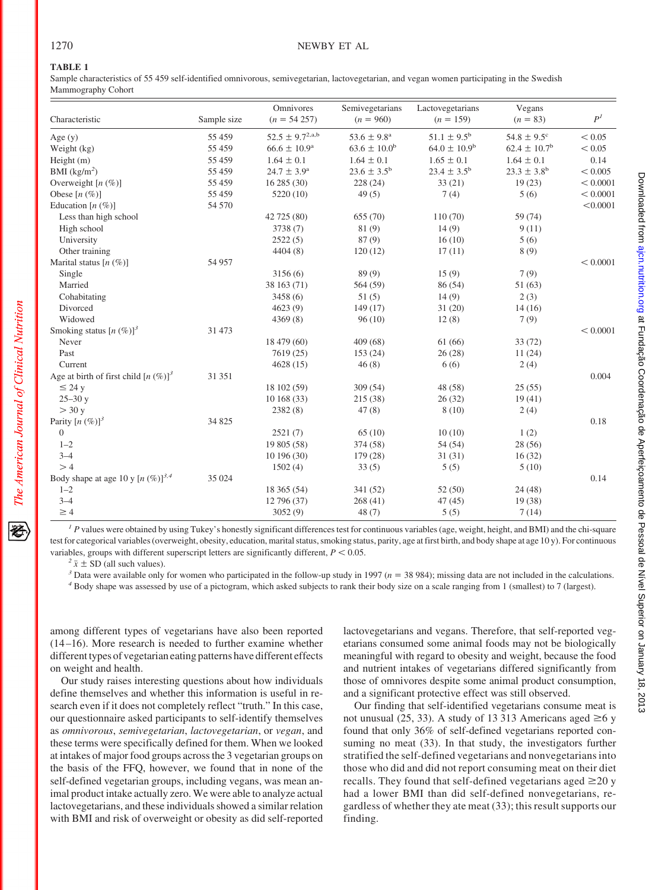**TABLE 1**

Sample characteristics of 55 459 self-identified omnivorous, semivegetarian, lactovegetarian, and vegan women participating in the Swedish Mammography Cohort

| Characteristic | Sample size | Omnivores ($n$ = 54 257) | Semivegetarians ($n$ = 960) | Lactovegetarians ($n$ = 159) | Vegans ($n$ = 83) | $P$[1] |
|---|---|---|---|---|---|---|
| Age (y) | 55 459 | 52.5 ± 9.7[2,a,b] | 53.6 ± 9.8[a] | 51.1 ± 9.5[b] | 54.8 ± 9.5[c] | < 0.05 |
| Weight (kg) | 55 459 | 66.6 ± 10.9[a] | 63.6 ± 10.0[b] | 64.0 ± 10.9[b] | 62.4 ± 10.7[b] | < 0.05 |
| Height (m) | 55 459 | 1.64 ± 0.1 | 1.64 ± 0.1 | 1.65 ± 0.1 | 1.64 ± 0.1 | 0.14 |
| BMI (kg/m$^2$) | 55 459 | 24.7 ± 3.9[a] | 23.6 ± 3.5[b] | 23.4 ± 3.5[b] | 23.3 ± 3.8[b] | < 0.005 |
| Overweight [$n$ (%)] | 55 459 | 16 285 (30) | 228 (24) | 33 (21) | 19 (23) | < 0.0001 |
| Obese [$n$ (%)] | 55 459 | 5220 (10) | 49 (5) | 7 (4) | 5 (6) | < 0.0001 |
| Education [$n$ (%)] | 54 570 | | | | | <0.0001 |
| Less than high school | | 42 725 (80) | 655 (70) | 110 (70) | 59 (74) | |
| High school | | 3738 (7) | 81 (9) | 14 (9) | 9 (11) | |
| University | | 2522 (5) | 87 (9) | 16 (10) | 5 (6) | |
| Other training | | 4404 (8) | 120 (12) | 17 (11) | 8 (9) | |
| Marital status [$n$ (%)] | 54 957 | | | | | < 0.0001 |
| Single | | 3156 (6) | 89 (9) | 15 (9) | 7 (9) | |
| Married | | 38 163 (71) | 564 (59) | 86 (54) | 51 (63) | |
| Cohabitating | | 3458 (6) | 51 (5) | 14 (9) | 2 (3) | |
| Divorced | | 4623 (9) | 149 (17) | 31 (20) | 14 (16) | |
| Widowed | | 4369 (8) | 96 (10) | 12 (8) | 7 (9) | |
| Smoking status [$n$ (%)][3] | 31 473 | | | | | < 0.0001 |
| Never | | 18 479 (60) | 409 (68) | 61 (66) | 33 (72) | |
| Past | | 7619 (25) | 153 (24) | 26 (28) | 11 (24) | |
| Current | | 4628 (15) | 46 (8) | 6 (6) | 2 (4) | |
| Age at birth of first child [$n$ (%)][3] | 31 351 | | | | | 0.004 |
| ≤ 24 y | | 18 102 (59) | 309 (54) | 48 (58) | 25 (55) | |
| 25–30 y | | 10 168 (33) | 215 (38) | 26 (32) | 19 (41) | |
| > 30 y | | 2382 (8) | 47 (8) | 8 (10) | 2 (4) | |
| Parity [$n$ (%)][3] | 34 825 | | | | | 0.18 |
| 0 | | 2521 (7) | 65 (10) | 10 (10) | 1 (2) | |
| 1–2 | | 19 805 (58) | 374 (58) | 54 (54) | 28 (56) | |
| 3–4 | | 10 196 (30) | 179 (28) | 31 (31) | 16 (32) | |
| > 4 | | 1502 (4) | 33 (5) | 5 (5) | 5 (10) | |
| Body shape at age 10 y [$n$ (%)][3,4] | 35 024 | | | | | 0.14 |
| 1–2 | | 18 365 (54) | 341 (52) | 52 (50) | 24 (48) | |
| 3–4 | | 12 796 (37) | 268 (41) | 47 (45) | 19 (38) | |
| ≥ 4 | | 3052 (9) | 48 (7) | 5 (5) | 7 (14) | |

[1] $P$ values were obtained by using Tukey's honestly significant differences test for continuous variables (age, weight, height, and BMI) and the chi-square test for categorical variables (overweight, obesity, education, marital status, smoking status, parity, age at first birth, and body shape at age 10 y). For continuous variables, groups with different superscript letters are significantly different, $P < 0.05$.

[2] $\bar{x}$ ± SD (all such values).

[3] Data were available only for women who participated in the follow-up study in 1997 ($n$ = 38 984); missing data are not included in the calculations.

[4] Body shape was assessed by use of a pictogram, which asked subjects to rank their body size on a scale ranging from 1 (smallest) to 7 (largest).

among different types of vegetarians have also been reported (14–16). More research is needed to further examine whether different types of vegetarian eating patterns have different effects on weight and health.

Our study raises interesting questions about how individuals define themselves and whether this information is useful in research even if it does not completely reflect "truth." In this case, our questionnaire asked participants to self-identify themselves as *omnivorous*, *semivegetarian*, *lactovegetarian*, or *vegan*, and these terms were specifically defined for them. When we looked at intakes of major food groups across the 3 vegetarian groups on the basis of the FFQ, however, we found that in none of the self-defined vegetarian groups, including vegans, was mean animal product intake actually zero. We were able to analyze actual lactovegetarians, and these individuals showed a similar relation with BMI and risk of overweight or obesity as did self-reported lactovegetarians and vegans. Therefore, that self-reported vegetarians consumed some animal foods may not be biologically meaningful with regard to obesity and weight, because the food and nutrient intakes of vegetarians differed significantly from those of omnivores despite some animal product consumption, and a significant protective effect was still observed.

Our finding that self-identified vegetarians consume meat is not unusual (25, 33). A study of 13 313 Americans aged ≥6 y found that only 36% of self-defined vegetarians reported consuming no meat (33). In that study, the investigators further stratified the self-defined vegetarians and nonvegetarians into those who did and did not report consuming meat on their diet recalls. They found that self-defined vegetarians aged ≥20 y had a lower BMI than did self-defined nonvegetarians, regardless of whether they ate meat (33); this result supports our finding.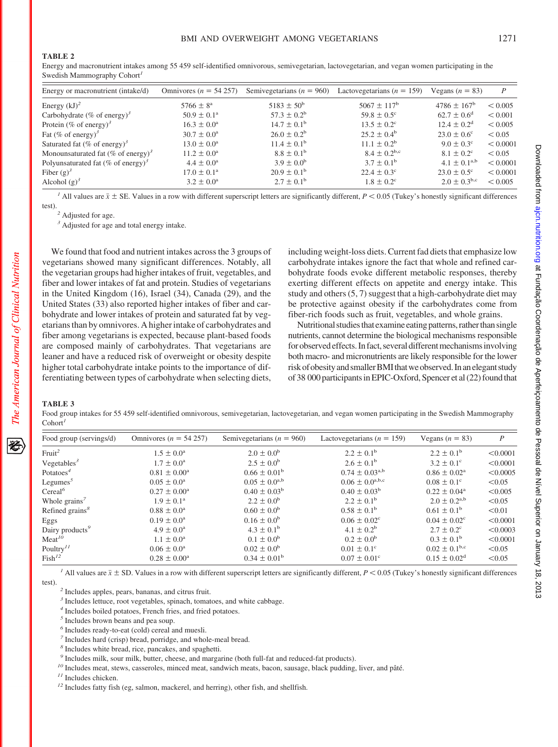**TABLE 2**

Energy and macronutrient intakes among 55 459 self-identified omnivorous, semivegetarian, lactovegetarian, and vegan women participating in the Swedish Mammography Cohort[1]

| Energy or macronutrient (intake/d) | Omnivores ($n$ = 54 257) | Semivegetarians ($n$ = 960) | Lactovegetarians ($n$ = 159) | Vegans ($n$ = 83) | $P$ |
|---|---|---|---|---|---|
| Energy (kJ)[2] | 5766 ± 8[a] | 5183 ± 50[b] | 5067 ± 117[b] | 4786 ± 167[b] | < 0.005 |
| Carbohydrate (% of energy)[3] | 50.9 ± 0.1[a] | 57.3 ± 0.2[b] | 59.8 ± 0.5[c] | 62.7 ± 0.6[d] | < 0.001 |
| Protein (% of energy)[3] | 16.3 ± 0.0[a] | 14.7 ± 0.1[b] | 13.5 ± 0.2[c] | 12.4 ± 0.2[d] | < 0.005 |
| Fat (% of energy)[3] | 30.7 ± 0.0[a] | 26.0 ± 0.2[b] | 25.2 ± 0.4[b] | 23.0 ± 0.6[c] | < 0.05 |
| Saturated fat (% of energy)[3] | 13.0 ± 0.0[a] | 11.4 ± 0.1[b] | 11.1 ± 0.2[b] | 9.0 ± 0.3[c] | < 0.0001 |
| Monounsaturated fat (% of energy)[3] | 11.2 ± 0.0[a] | 8.8 ± 0.1[b] | 8.4 ± 0.2[b,c] | 8.1 ± 0.2[c] | < 0.05 |
| Polyunsaturated fat (% of energy)[3] | 4.4 ± 0.0[a] | 3.9 ± 0.0[b] | 3.7 ± 0.1[b] | 4.1 ± 0.1[a,b] | < 0.0001 |
| Fiber (g)[3] | 17.0 ± 0.1[a] | 20.9 ± 0.1[b] | 22.4 ± 0.3[c] | 23.0 ± 0.5[c] | < 0.0001 |
| Alcohol (g)[3] | 3.2 ± 0.0[a] | 2.7 ± 0.1[b] | 1.8 ± 0.2[c] | 2.0 ± 0.3[b,c] | < 0.005 |

[1] All values are $\bar{x}$ ± SE. Values in a row with different superscript letters are significantly different, $P < 0.05$ (Tukey's honestly significant differences test).

[2] Adjusted for age.

[3] Adjusted for age and total energy intake.

We found that food and nutrient intakes across the 3 groups of vegetarians showed many significant differences. Notably, all the vegetarian groups had higher intakes of fruit, vegetables, and fiber and lower intakes of fat and protein. Studies of vegetarians in the United Kingdom (16), Israel (34), Canada (29), and the United States (33) also reported higher intakes of fiber and carbohydrate and lower intakes of protein and saturated fat by vegetarians than by omnivores. A higher intake of carbohydrates and fiber among vegetarians is expected, because plant-based foods are composed mainly of carbohydrates. That vegetarians are leaner and have a reduced risk of overweight or obesity despite higher total carbohydrate intake points to the importance of differentiating between types of carbohydrate when selecting diets, including weight-loss diets. Current fad diets that emphasize low carbohydrate intakes ignore the fact that whole and refined carbohydrate foods evoke different metabolic responses, thereby exerting different effects on appetite and energy intake. This study and others (5, 7) suggest that a high-carbohydrate diet may be protective against obesity if the carbohydrates come from fiber-rich foods such as fruit, vegetables, and whole grains.

Nutritional studies that examine eating patterns, rather than single nutrients, cannot determine the biological mechanisms responsible for observed effects. In fact, several different mechanisms involving both macro- and micronutrients are likely responsible for the lower risk of obesity and smaller BMI that we observed. In an elegant study of 38 000 participants in EPIC-Oxford, Spencer et al (22) found that

**TABLE 3**

Food group intakes for 55 459 self-identified omnivorous, semivegetarian, lactovegetarian, and vegan women participating in the Swedish Mammography Cohort[1]

| Food group (servings/d) | Omnivores ($n$ = 54 257) | Semivegetarians ($n$ = 960) | Lactovegetarians ($n$ = 159) | Vegans ($n$ = 83) | $P$ |
|---|---|---|---|---|---|
| Fruit[2] | 1.5 ± 0.0[a] | 2.0 ± 0.0[b] | 2.2 ± 0.1[b] | 2.2 ± 0.1[b] | <0.0001 |
| Vegetables[3] | 1.7 ± 0.0[a] | 2.5 ± 0.0[b] | 2.6 ± 0.1[b] | 3.2 ± 0.1[c] | <0.0001 |
| Potatoes[4] | 0.81 ± 0.00[a] | 0.66 ± 0.01[b] | 0.74 ± 0.03[a,b] | 0.86 ± 0.02[a] | <0.0005 |
| Legumes[5] | 0.05 ± 0.0[a] | 0.05 ± 0.0[a,b] | 0.06 ± 0.0[a,b,c] | 0.08 ± 0.1[c] | <0.05 |
| Cereal[6] | 0.27 ± 0.00[a] | 0.40 ± 0.03[b] | 0.40 ± 0.03[b] | 0.22 ± 0.04[a] | <0.005 |
| Whole grains[7] | 1.9 ± 0.1[a] | 2.2 ± 0.0[b] | 2.2 ± 0.1[b] | 2.0 ± 0.2[a,b] | <0.05 |
| Refined grains[8] | 0.88 ± 0.0[a] | 0.60 ± 0.0[b] | 0.58 ± 0.1[b] | 0.61 ± 0.1[b] | <0.01 |
| Eggs | 0.19 ± 0.0[a] | 0.16 ± 0.0[b] | 0.06 ± 0.02[c] | 0.04 ± 0.02[c] | <0.0001 |
| Dairy products[9] | 4.9 ± 0.0[a] | 4.3 ± 0.1[b] | 4.1 ± 0.2[b] | 2.7 ± 0.2[c] | <0.0003 |
| Meat[10] | 1.1 ± 0.0[a] | 0.1 ± 0.0[b] | 0.2 ± 0.0[b] | 0.3 ± 0.1[b] | <0.0001 |
| Poultry[11] | 0.06 ± 0.0[a] | 0.02 ± 0.0[b] | 0.01 ± 0.1[c] | 0.02 ± 0.1[b,c] | <0.05 |
| Fish[12] | 0.28 ± 0.00[a] | 0.34 ± 0.01[b] | 0.07 ± 0.01[c] | 0.15 ± 0.02[d] | <0.05 |

[1] All values are $\bar{x}$ ± SD. Values in a row with different superscript letters are significantly different, $P < 0.05$ (Tukey's honestly significant differences test).

[2] Includes apples, pears, bananas, and citrus fruit.

[3] Includes lettuce, root vegetables, spinach, tomatoes, and white cabbage.

[4] Includes boiled potatoes, French fries, and fried potatoes.

[5] Includes brown beans and pea soup.

[6] Includes ready-to-eat (cold) cereal and muesli.

[7] Includes hard (crisp) bread, porridge, and whole-meal bread.

[8] Includes white bread, rice, pancakes, and spaghetti.

[9] Includes milk, sour milk, butter, cheese, and margarine (both full-fat and reduced-fat products).

[10] Includes meat, stews, casseroles, minced meat, sandwich meats, bacon, sausage, black pudding, liver, and pâté.

[11] Includes chicken.

[12] Includes fatty fish (eg, salmon, mackerel, and herring), other fish, and shellfish.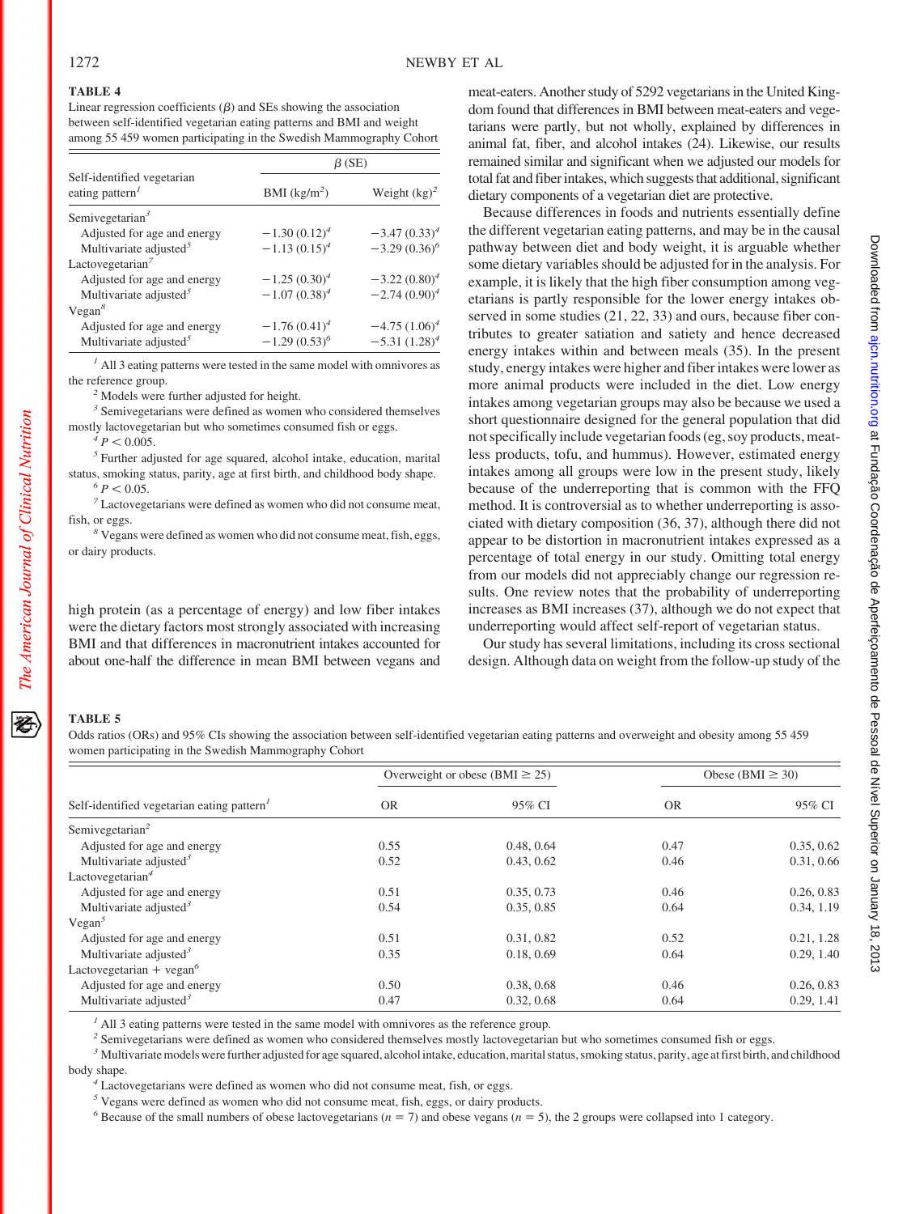**TABLE 4**

Linear regression coefficients ($\beta$) and SEs showing the association between self-identified vegetarian eating patterns and BMI and weight among 55 459 women participating in the Swedish Mammography Cohort

| Self-identified vegetarian eating pattern[1] | $\beta$ (SE) | |
|---|---|---|
| | BMI (kg/m$^2$) | Weight (kg)[2] |
| Semivegetarian[3] | | |
| Adjusted for age and energy | −1.30 (0.12)[4] | −3.47 (0.33)[4] |
| Multivariate adjusted[5] | −1.13 (0.15)[4] | −3.29 (0.36)[6] |
| Lactovegetarian[7] | | |
| Adjusted for age and energy | −1.25 (0.30)[4] | −3.22 (0.80)[4] |
| Multivariate adjusted[5] | −1.07 (0.38)[4] | −2.74 (0.90)[4] |
| Vegan[8] | | |
| Adjusted for age and energy | −1.76 (0.41)[4] | −4.75 (1.06)[4] |
| Multivariate adjusted[5] | −1.29 (0.53)[6] | −5.31 (1.28)[4] |

[1] All 3 eating patterns were tested in the same model with omnivores as the reference group.

[2] Models were further adjusted for height.

[3] Semivegetarians were defined as women who considered themselves mostly lactovegetarian but who sometimes consumed fish or eggs.

[4] $P < 0.005$.

[5] Further adjusted for age squared, alcohol intake, education, marital status, smoking status, parity, age at first birth, and childhood body shape.

[6] $P < 0.05$.

[7] Lactovegetarians were defined as women who did not consume meat, fish, or eggs.

[8] Vegans were defined as women who did not consume meat, fish, eggs, or dairy products.

high protein (as a percentage of energy) and low fiber intakes were the dietary factors most strongly associated with increasing BMI and that differences in macronutrient intakes accounted for about one-half the difference in mean BMI between vegans and meat-eaters. Another study of 5292 vegetarians in the United Kingdom found that differences in BMI between meat-eaters and vegetarians were partly, but not wholly, explained by differences in animal fat, fiber, and alcohol intakes (24). Likewise, our results remained similar and significant when we adjusted our models for total fat and fiber intakes, which suggests that additional, significant dietary components of a vegetarian diet are protective.

Because differences in foods and nutrients essentially define the different vegetarian eating patterns, and may be in the causal pathway between diet and body weight, it is arguable whether some dietary variables should be adjusted for in the analysis. For example, it is likely that the high fiber consumption among vegetarians is partly responsible for the lower energy intakes observed in some studies (21, 22, 33) and ours, because fiber contributes to greater satiation and satiety and hence decreased energy intakes within and between meals (35). In the present study, energy intakes were higher and fiber intakes were lower as more animal products were included in the diet. Low energy intakes among vegetarian groups may also be because we used a short questionnaire designed for the general population that did not specifically include vegetarian foods (eg, soy products, meatless products, tofu, and hummus). However, estimated energy intakes among all groups were low in the present study, likely because of the underreporting that is common with the FFQ method. It is controversial as to whether underreporting is associated with dietary composition (36, 37), although there did not appear to be distortion in macronutrient intakes expressed as a percentage of total energy in our study. Omitting total energy from our models did not appreciably change our regression results. One review notes that the probability of underreporting increases as BMI increases (37), although we do not expect that underreporting would affect self-report of vegetarian status.

Our study has several limitations, including its cross sectional design. Although data on weight from the follow-up study of the

**TABLE 5**

Odds ratios (ORs) and 95% CIs showing the association between self-identified vegetarian eating patterns and overweight and obesity among 55 459 women participating in the Swedish Mammography Cohort

| Self-identified vegetarian eating pattern[1] | Overweight or obese (BMI ≥ 25) | | Obese (BMI ≥ 30) | |
|---|---|---|---|---|
| | OR | 95% CI | OR | 95% CI |
| Semivegetarian[2] | | | | |
| Adjusted for age and energy | 0.55 | 0.48, 0.64 | 0.47 | 0.35, 0.62 |
| Multivariate adjusted[3] | 0.52 | 0.43, 0.62 | 0.46 | 0.31, 0.66 |
| Lactovegetarian[4] | | | | |
| Adjusted for age and energy | 0.51 | 0.35, 0.73 | 0.46 | 0.26, 0.83 |
| Multivariate adjusted[3] | 0.54 | 0.35, 0.85 | 0.64 | 0.34, 1.19 |
| Vegan[5] | | | | |
| Adjusted for age and energy | 0.51 | 0.31, 0.82 | 0.52 | 0.21, 1.28 |
| Multivariate adjusted[3] | 0.35 | 0.18, 0.69 | 0.64 | 0.29, 1.40 |
| Lactovegetarian + vegan[6] | | | | |
| Adjusted for age and energy | 0.50 | 0.38, 0.68 | 0.46 | 0.26, 0.83 |
| Multivariate adjusted[3] | 0.47 | 0.32, 0.68 | 0.64 | 0.29, 1.41 |

[1] All 3 eating patterns were tested in the same model with omnivores as the reference group.

[2] Semivegetarians were defined as women who considered themselves mostly lactovegetarian but who sometimes consumed fish or eggs.

[3] Multivariate models were further adjusted for age squared, alcohol intake, education, marital status, smoking status, parity, age at first birth, and childhood body shape.

[4] Lactovegetarians were defined as women who did not consume meat, fish, or eggs.

[5] Vegans were defined as women who did not consume meat, fish, eggs, or dairy products.

[6] Because of the small numbers of obese lactovegetarians ($n = 7$) and obese vegans ($n = 5$), the 2 groups were collapsed into 1 category.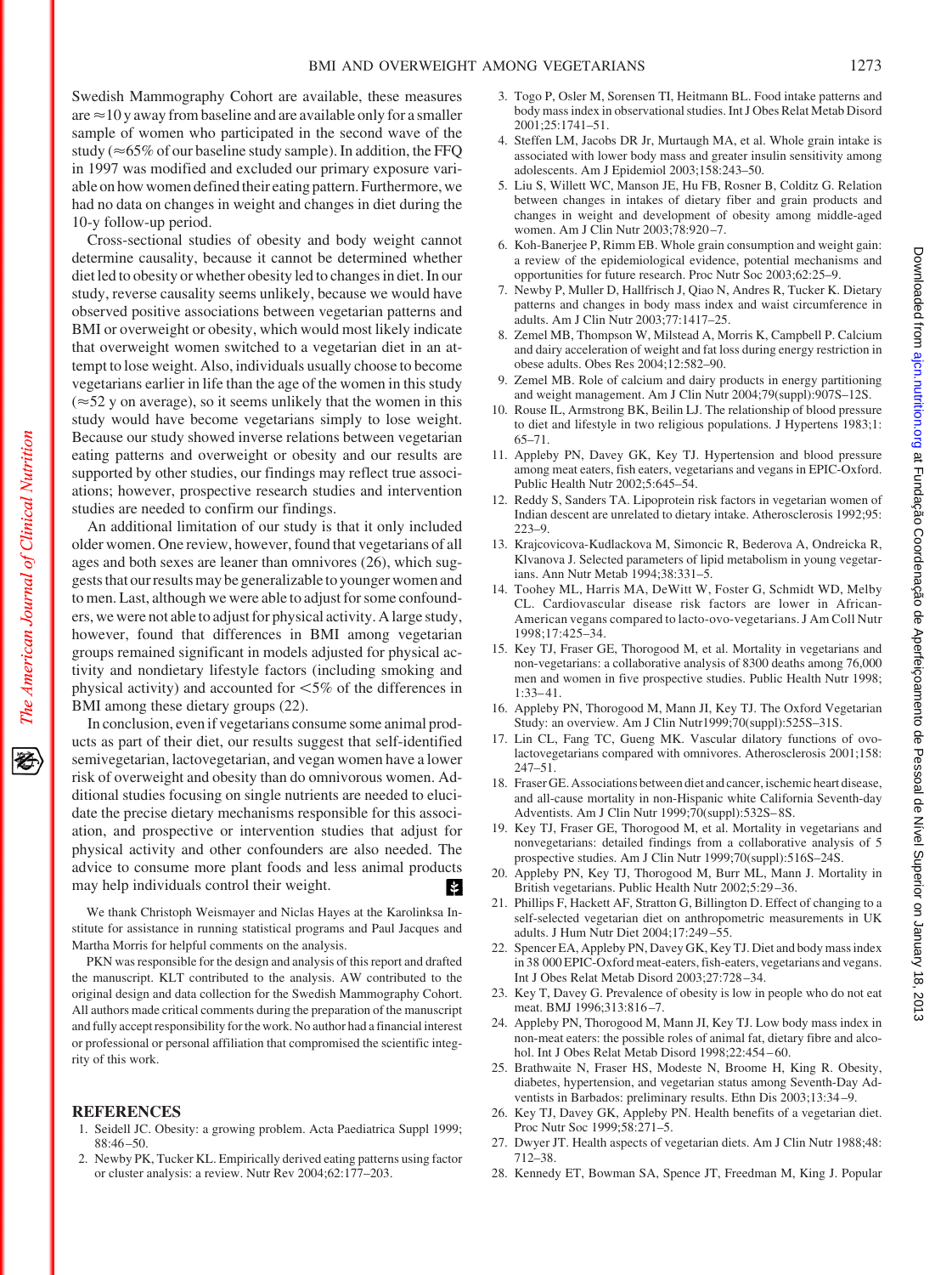Swedish Mammography Cohort are available, these measures are ≈10 y away from baseline and are available only for a smaller sample of women who participated in the second wave of the study (≈65% of our baseline study sample). In addition, the FFQ in 1997 was modified and excluded our primary exposure variable on how women defined their eating pattern. Furthermore, we had no data on changes in weight and changes in diet during the 10-y follow-up period.

Cross-sectional studies of obesity and body weight cannot determine causality, because it cannot be determined whether diet led to obesity or whether obesity led to changes in diet. In our study, reverse causality seems unlikely, because we would have observed positive associations between vegetarian patterns and BMI or overweight or obesity, which would most likely indicate that overweight women switched to a vegetarian diet in an attempt to lose weight. Also, individuals usually choose to become vegetarians earlier in life than the age of the women in this study (≈52 y on average), so it seems unlikely that the women in this study would have become vegetarians simply to lose weight. Because our study showed inverse relations between vegetarian eating patterns and overweight or obesity and our results are supported by other studies, our findings may reflect true associations; however, prospective research studies and intervention studies are needed to confirm our findings.

An additional limitation of our study is that it only included older women. One review, however, found that vegetarians of all ages and both sexes are leaner than omnivores (26), which suggests that our results may be generalizable to younger women and to men. Last, although we were able to adjust for some confounders, we were not able to adjust for physical activity. A large study, however, found that differences in BMI among vegetarian groups remained significant in models adjusted for physical activity and nondietary lifestyle factors (including smoking and physical activity) and accounted for <5% of the differences in BMI among these dietary groups (22).

In conclusion, even if vegetarians consume some animal products as part of their diet, our results suggest that self-identified semivegetarian, lactovegetarian, and vegan women have a lower risk of overweight and obesity than do omnivorous women. Additional studies focusing on single nutrients are needed to elucidate the precise dietary mechanisms responsible for this association, and prospective or intervention studies that adjust for physical activity and other confounders are also needed. The advice to consume more plant foods and less animal products may help individuals control their weight.

We thank Christoph Weismayer and Niclas Hayes at the Karolinksa Institute for assistance in running statistical programs and Paul Jacques and Martha Morris for helpful comments on the analysis.

PKN was responsible for the design and analysis of this report and drafted the manuscript. KLT contributed to the analysis. AW contributed to the original design and data collection for the Swedish Mammography Cohort. All authors made critical comments during the preparation of the manuscript and fully accept responsibility for the work. No author had a financial interest or professional or personal affiliation that compromised the scientific integrity of this work.

## REFERENCES

1. Seidell JC. Obesity: a growing problem. Acta Paediatrica Suppl 1999; 88:46–50.
2. Newby PK, Tucker KL. Empirically derived eating patterns using factor or cluster analysis: a review. Nutr Rev 2004;62:177–203.
3. Togo P, Osler M, Sorensen TI, Heitmann BL. Food intake patterns and body mass index in observational studies. Int J Obes Relat Metab Disord 2001;25:1741–51.
4. Steffen LM, Jacobs DR Jr, Murtaugh MA, et al. Whole grain intake is associated with lower body mass and greater insulin sensitivity among adolescents. Am J Epidemiol 2003;158:243–50.
5. Liu S, Willett WC, Manson JE, Hu FB, Rosner B, Colditz G. Relation between changes in intakes of dietary fiber and grain products and changes in weight and development of obesity among middle-aged women. Am J Clin Nutr 2003;78:920–7.
6. Koh-Banerjee P, Rimm EB. Whole grain consumption and weight gain: a review of the epidemiological evidence, potential mechanisms and opportunities for future research. Proc Nutr Soc 2003;62:25–9.
7. Newby PN, Muller D, Hallfrisch J, Qiao N, Andres R, Tucker K. Dietary patterns and changes in body mass index and waist circumference in adults. Am J Clin Nutr 2003;77:1417–25.
8. Zemel MB, Thompson W, Milstead A, Morris K, Campbell P. Calcium and dairy acceleration of weight and fat loss during energy restriction in obese adults. Obes Res 2004;12:582–90.
9. Zemel MB. Role of calcium and dairy products in energy partitioning and weight management. Am J Clin Nutr 2004;79(suppl):907S–12S.
10. Rouse IL, Armstrong BK, Beilin LJ. The relationship of blood pressure to diet and lifestyle in two religious populations. J Hypertens 1983;1: 65–71.
11. Appleby PN, Davey GK, Key TJ. Hypertension and blood pressure among meat eaters, fish eaters, vegetarians and vegans in EPIC-Oxford. Public Health Nutr 2002;5:645–54.
12. Reddy S, Sanders TA. Lipoprotein risk factors in vegetarian women of Indian descent are unrelated to dietary intake. Atherosclerosis 1992;95: 223–9.
13. Krajcovicova-Kudlackova M, Simoncic R, Bederova A, Ondreicka R, Klvanova J. Selected parameters of lipid metabolism in young vegetarians. Ann Nutr Metab 1994;38:331–5.
14. Toohey ML, Harris MA, DeWitt W, Foster G, Schmidt WD, Melby CL. Cardiovascular disease risk factors are lower in African-American vegans compared to lacto-ovo-vegetarians. J Am Coll Nutr 1998;17:425–34.
15. Key TJ, Fraser GE, Thorogood M, et al. Mortality in vegetarians and non-vegetarians: a collaborative analysis of 8300 deaths among 76,000 men and women in five prospective studies. Public Health Nutr 1998; 1:33–41.
16. Appleby PN, Thorogood M, Mann JI, Key TJ. The Oxford Vegetarian Study: an overview. Am J Clin Nutr1999;70(suppl):525S–31S.
17. Lin CL, Fang TC, Gueng MK. Vascular dilatory functions of ovo-lactovegetarians compared with omnivores. Atherosclerosis 2001;158: 247–51.
18. Fraser GE. Associations between diet and cancer, ischemic heart disease, and all-cause mortality in non-Hispanic white California Seventh-day Adventists. Am J Clin Nutr 1999;70(suppl):532S–8S.
19. Key TJ, Fraser GE, Thorogood M, et al. Mortality in vegetarians and nonvegetarians: detailed findings from a collaborative analysis of 5 prospective studies. Am J Clin Nutr 1999;70(suppl):516S–24S.
20. Appleby PN, Key TJ, Thorogood M, Burr ML, Mann J. Mortality in British vegetarians. Public Health Nutr 2002;5:29–36.
21. Phillips F, Hackett AF, Stratton G, Billington D. Effect of changing to a self-selected vegetarian diet on anthropometric measurements in UK adults. J Hum Nutr Diet 2004;17:249–55.
22. Spencer EA, Appleby PN, Davey GK, Key TJ. Diet and body mass index in 38 000 EPIC-Oxford meat-eaters, fish-eaters, vegetarians and vegans. Int J Obes Relat Metab Disord 2003;27:728–34.
23. Key T, Davey G. Prevalence of obesity is low in people who do not eat meat. BMJ 1996;313:816–7.
24. Appleby PN, Thorogood M, Mann JI, Key TJ. Low body mass index in non-meat eaters: the possible roles of animal fat, dietary fibre and alcohol. Int J Obes Relat Metab Disord 1998;22:454–60.
25. Brathwaite N, Fraser HS, Modeste N, Broome H, King R. Obesity, diabetes, hypertension, and vegetarian status among Seventh-Day Adventists in Barbados: preliminary results. Ethn Dis 2003;13:34–9.
26. Key TJ, Davey GK, Appleby PN. Health benefits of a vegetarian diet. Proc Nutr Soc 1999;58:271–5.
27. Dwyer JT. Health aspects of vegetarian diets. Am J Clin Nutr 1988;48: 712–38.
28. Kennedy ET, Bowman SA, Spence JT, Freedman M, King J. Popular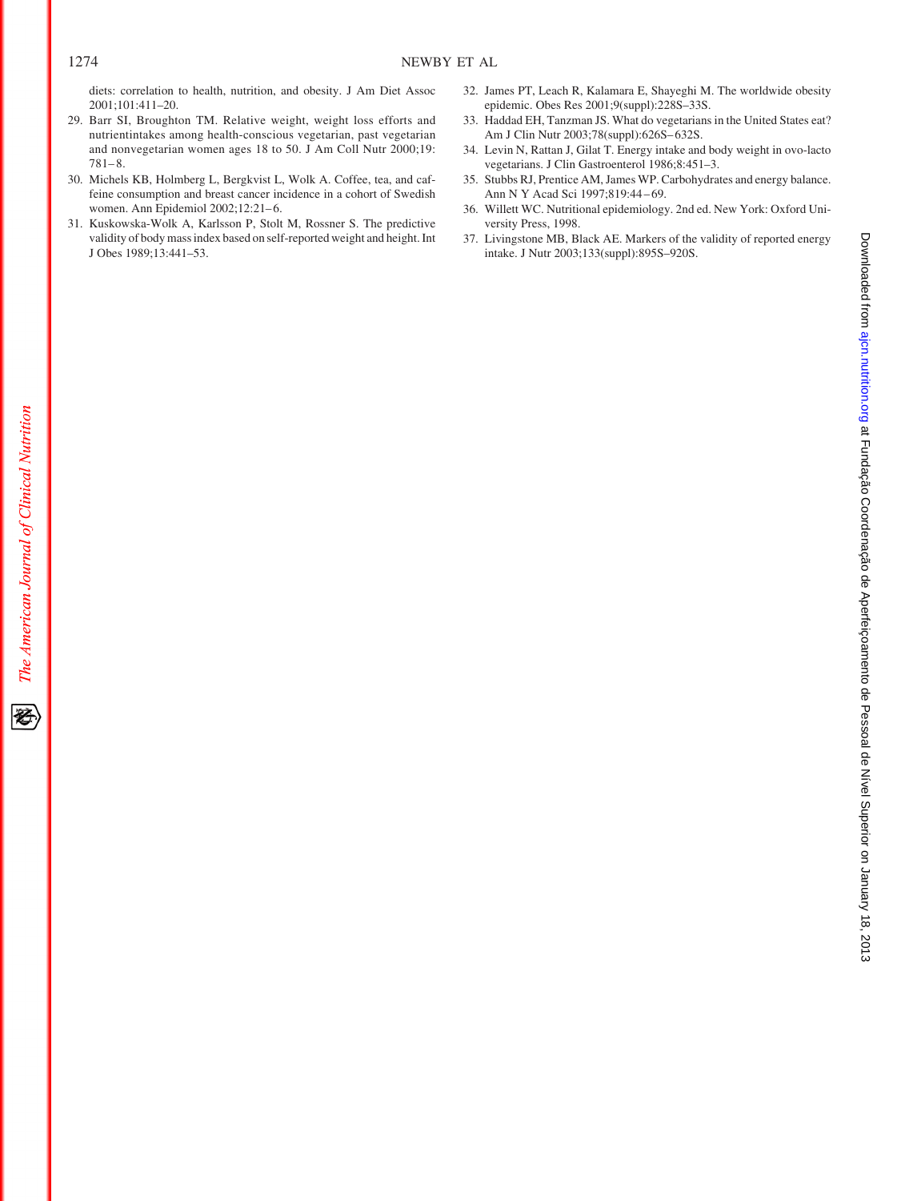diets: correlation to health, nutrition, and obesity. J Am Diet Assoc 2001;101:411–20.

29. Barr SI, Broughton TM. Relative weight, weight loss efforts and nutrientintakes among health-conscious vegetarian, past vegetarian and nonvegetarian women ages 18 to 50. J Am Coll Nutr 2000;19:781–8.
30. Michels KB, Holmberg L, Bergkvist L, Wolk A. Coffee, tea, and caffeine consumption and breast cancer incidence in a cohort of Swedish women. Ann Epidemiol 2002;12:21–6.
31. Kuskowska-Wolk A, Karlsson P, Stolt M, Rossner S. The predictive validity of body mass index based on self-reported weight and height. Int J Obes 1989;13:441–53.
32. James PT, Leach R, Kalamara E, Shayeghi M. The worldwide obesity epidemic. Obes Res 2001;9(suppl):228S–33S.
33. Haddad EH, Tanzman JS. What do vegetarians in the United States eat? Am J Clin Nutr 2003;78(suppl):626S–632S.
34. Levin N, Rattan J, Gilat T. Energy intake and body weight in ovo-lacto vegetarians. J Clin Gastroenterol 1986;8:451–3.
35. Stubbs RJ, Prentice AM, James WP. Carbohydrates and energy balance. Ann N Y Acad Sci 1997;819:44–69.
36. Willett WC. Nutritional epidemiology. 2nd ed. New York: Oxford University Press, 1998.
37. Livingstone MB, Black AE. Markers of the validity of reported energy intake. J Nutr 2003;133(suppl):895S–920S.